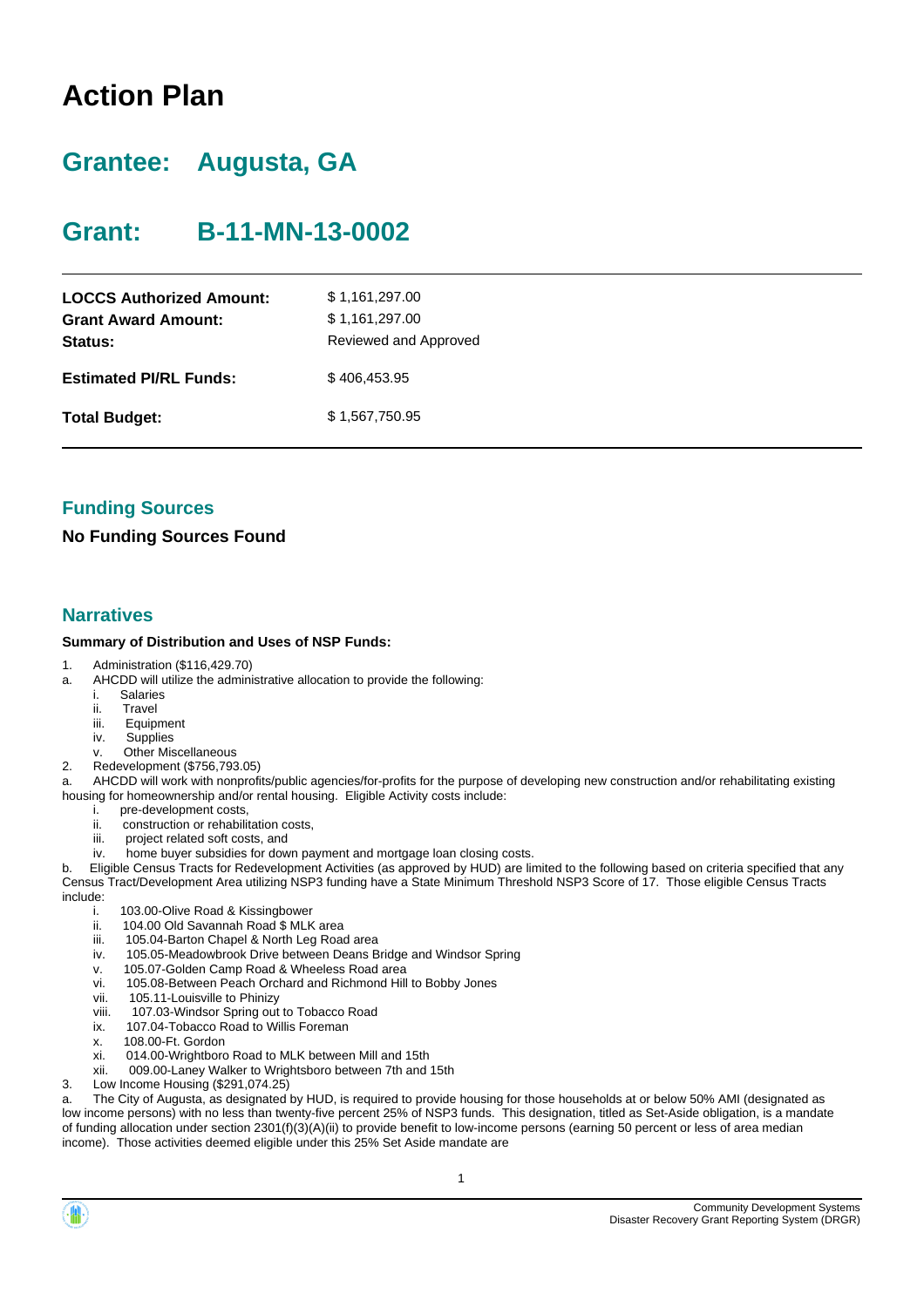# Action Plan

## Grantee: Augusta, GA

## Grant: B-11-MN-13-0002

| | |
|---|---|
| **LOCCS Authorized Amount:** | $ 1,161,297.00 |
| **Grant Award Amount:** | $ 1,161,297.00 |
| **Status:** | Reviewed and Approved |
| **Estimated PI/RL Funds:** | $ 406,453.95 |
| **Total Budget:** | $ 1,567,750.95 |

### Funding Sources

**No Funding Sources Found**

### Narratives

**Summary of Distribution and Uses of NSP Funds:**

1. Administration ($116,429.70)

a. AHCDD will utilize the administrative allocation to provide the following:

   i. Salaries
   ii. Travel
   iii. Equipment
   iv. Supplies
   v. Other Miscellaneous

2. Redevelopment ($756,793.05)

a. AHCDD will work with nonprofits/public agencies/for-profits for the purpose of developing new construction and/or rehabilitating existing housing for homeownership and/or rental housing. Eligible Activity costs include:

   i. pre-development costs,
   ii. construction or rehabilitation costs,
   iii. project related soft costs, and
   iv. home buyer subsidies for down payment and mortgage loan closing costs.

b. Eligible Census Tracts for Redevelopment Activities (as approved by HUD) are limited to the following based on criteria specified that any Census Tract/Development Area utilizing NSP3 funding have a State Minimum Threshold NSP3 Score of 17. Those eligible Census Tracts include:

   i. 103.00-Olive Road & Kissingbower
   ii. 104.00 Old Savannah Road $ MLK area
   iii. 105.04-Barton Chapel & North Leg Road area
   iv. 105.05-Meadowbrook Drive between Deans Bridge and Windsor Spring
   v. 105.07-Golden Camp Road & Wheeless Road area
   vi. 105.08-Between Peach Orchard and Richmond Hill to Bobby Jones
   vii. 105.11-Louisville to Phinizy
   viii. 107.03-Windsor Spring out to Tobacco Road
   ix. 107.04-Tobacco Road to Willis Foreman
   x. 108.00-Ft. Gordon
   xi. 014.00-Wrightboro Road to MLK between Mill and 15th
   xii. 009.00-Laney Walker to Wrightsboro between 7th and 15th

3. Low Income Housing ($291,074.25)

a. The City of Augusta, as designated by HUD, is required to provide housing for those households at or below 50% AMI (designated as low income persons) with no less than twenty-five percent 25% of NSP3 funds. This designation, titled as Set-Aside obligation, is a mandate of funding allocation under section 2301(f)(3)(A)(ii) to provide benefit to low-income persons (earning 50 percent or less of area median income). Those activities deemed eligible under this 25% Set Aside mandate are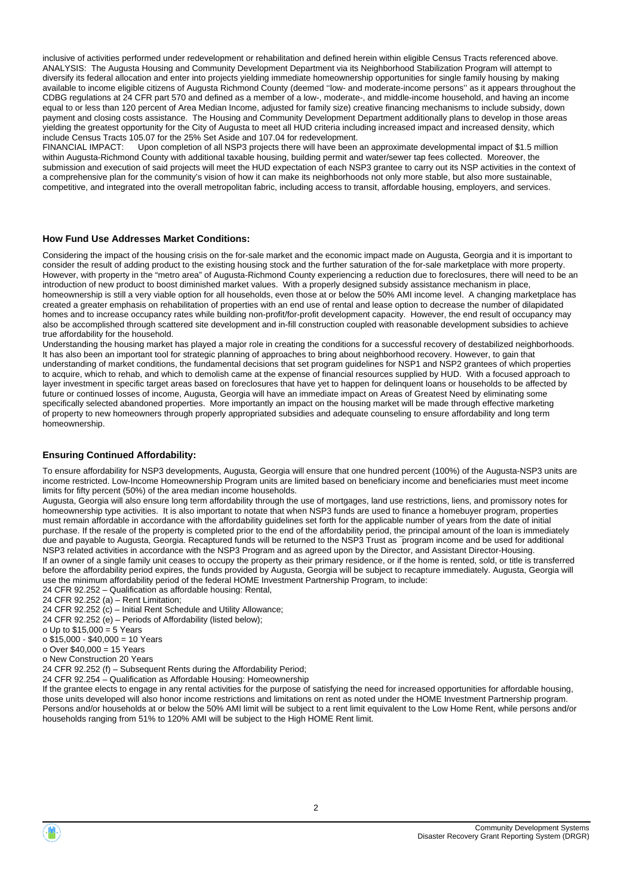inclusive of activities performed under redevelopment or rehabilitation and defined herein within eligible Census Tracts referenced above.
ANALYSIS: The Augusta Housing and Community Development Department via its Neighborhood Stabilization Program will attempt to diversify its federal allocation and enter into projects yielding immediate homeownership opportunities for single family housing by making available to income eligible citizens of Augusta Richmond County (deemed ''low- and moderate-income persons'' as it appears throughout the CDBG regulations at 24 CFR part 570 and defined as a member of a low-, moderate-, and middle-income household, and having an income equal to or less than 120 percent of Area Median Income, adjusted for family size) creative financing mechanisms to include subsidy, down payment and closing costs assistance. The Housing and Community Development Department additionally plans to develop in those areas yielding the greatest opportunity for the City of Augusta to meet all HUD criteria including increased impact and increased density, which include Census Tracts 105.07 for the 25% Set Aside and 107.04 for redevelopment.
FINANCIAL IMPACT: Upon completion of all NSP3 projects there will have been an approximate developmental impact of $1.5 million within Augusta-Richmond County with additional taxable housing, building permit and water/sewer tap fees collected. Moreover, the submission and execution of said projects will meet the HUD expectation of each NSP3 grantee to carry out its NSP activities in the context of a comprehensive plan for the community's vision of how it can make its neighborhoods not only more stable, but also more sustainable, competitive, and integrated into the overall metropolitan fabric, including access to transit, affordable housing, employers, and services.

### How Fund Use Addresses Market Conditions:

Considering the impact of the housing crisis on the for-sale market and the economic impact made on Augusta, Georgia and it is important to consider the result of adding product to the existing housing stock and the further saturation of the for-sale marketplace with more property. However, with property in the "metro area" of Augusta-Richmond County experiencing a reduction due to foreclosures, there will need to be an introduction of new product to boost diminished market values. With a properly designed subsidy assistance mechanism in place, homeownership is still a very viable option for all households, even those at or below the 50% AMI income level. A changing marketplace has created a greater emphasis on rehabilitation of properties with an end use of rental and lease option to decrease the number of dilapidated homes and to increase occupancy rates while building non-profit/for-profit development capacity. However, the end result of occupancy may also be accomplished through scattered site development and in-fill construction coupled with reasonable development subsidies to achieve true affordability for the household.
Understanding the housing market has played a major role in creating the conditions for a successful recovery of destabilized neighborhoods. It has also been an important tool for strategic planning of approaches to bring about neighborhood recovery. However, to gain that understanding of market conditions, the fundamental decisions that set program guidelines for NSP1 and NSP2 grantees of which properties to acquire, which to rehab, and which to demolish came at the expense of financial resources supplied by HUD. With a focused approach to layer investment in specific target areas based on foreclosures that have yet to happen for delinquent loans or households to be affected by future or continued losses of income, Augusta, Georgia will have an immediate impact on Areas of Greatest Need by eliminating some specifically selected abandoned properties. More importantly an impact on the housing market will be made through effective marketing of property to new homeowners through properly appropriated subsidies and adequate counseling to ensure affordability and long term homeownership.

### Ensuring Continued Affordability:

To ensure affordability for NSP3 developments, Augusta, Georgia will ensure that one hundred percent (100%) of the Augusta-NSP3 units are income restricted. Low-Income Homeownership Program units are limited based on beneficiary income and beneficiaries must meet income limits for fifty percent (50%) of the area median income households.
Augusta, Georgia will also ensure long term affordability through the use of mortgages, land use restrictions, liens, and promissory notes for homeownership type activities. It is also important to notate that when NSP3 funds are used to finance a homebuyer program, properties must remain affordable in accordance with the affordability guidelines set forth for the applicable number of years from the date of initial purchase. If the resale of the property is completed prior to the end of the affordability period, the principal amount of the loan is immediately due and payable to Augusta, Georgia. Recaptured funds will be returned to the NSP3 Trust as ‾program income and be used for additional NSP3 related activities in accordance with the NSP3 Program and as agreed upon by the Director, and Assistant Director-Housing.
If an owner of a single family unit ceases to occupy the property as their primary residence, or if the home is rented, sold, or title is transferred before the affordability period expires, the funds provided by Augusta, Georgia will be subject to recapture immediately. Augusta, Georgia will use the minimum affordability period of the federal HOME Investment Partnership Program, to include:
24 CFR 92.252 – Qualification as affordable housing: Rental,
24 CFR 92.252 (a) – Rent Limitation;
24 CFR 92.252 (c) – Initial Rent Schedule and Utility Allowance;
24 CFR 92.252 (e) – Periods of Affordability (listed below);
o Up to $15,000 = 5 Years
o $15,000 - $40,000 = 10 Years
o Over $40,000 = 15 Years
o New Construction 20 Years
24 CFR 92.252 (f) – Subsequent Rents during the Affordability Period;
24 CFR 92.254 – Qualification as Affordable Housing: Homeownership
If the grantee elects to engage in any rental activities for the purpose of satisfying the need for increased opportunities for affordable housing, those units developed will also honor income restrictions and limitations on rent as noted under the HOME Investment Partnership program. Persons and/or households at or below the 50% AMI limit will be subject to a rent limit equivalent to the Low Home Rent, while persons and/or households ranging from 51% to 120% AMI will be subject to the High HOME Rent limit.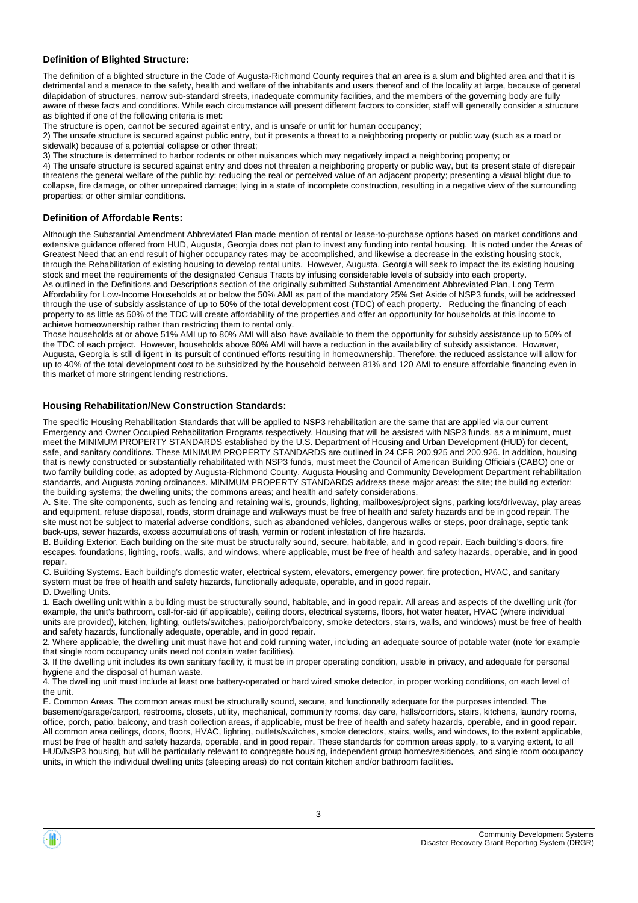### Definition of Blighted Structure:

The definition of a blighted structure in the Code of Augusta-Richmond County requires that an area is a slum and blighted area and that it is detrimental and a menace to the safety, health and welfare of the inhabitants and users thereof and of the locality at large, because of general dilapidation of structures, narrow sub-standard streets, inadequate community facilities, and the members of the governing body are fully aware of these facts and conditions. While each circumstance will present different factors to consider, staff will generally consider a structure as blighted if one of the following criteria is met:

The structure is open, cannot be secured against entry, and is unsafe or unfit for human occupancy;

2) The unsafe structure is secured against public entry, but it presents a threat to a neighboring property or public way (such as a road or sidewalk) because of a potential collapse or other threat;

3) The structure is determined to harbor rodents or other nuisances which may negatively impact a neighboring property; or

4) The unsafe structure is secured against entry and does not threaten a neighboring property or public way, but its present state of disrepair threatens the general welfare of the public by: reducing the real or perceived value of an adjacent property; presenting a visual blight due to collapse, fire damage, or other unrepaired damage; lying in a state of incomplete construction, resulting in a negative view of the surrounding properties; or other similar conditions.

### Definition of Affordable Rents:

Although the Substantial Amendment Abbreviated Plan made mention of rental or lease-to-purchase options based on market conditions and extensive guidance offered from HUD, Augusta, Georgia does not plan to invest any funding into rental housing. It is noted under the Areas of Greatest Need that an end result of higher occupancy rates may be accomplished, and likewise a decrease in the existing housing stock, through the Rehabilitation of existing housing to develop rental units. However, Augusta, Georgia will seek to impact the its existing housing stock and meet the requirements of the designated Census Tracts by infusing considerable levels of subsidy into each property.

As outlined in the Definitions and Descriptions section of the originally submitted Substantial Amendment Abbreviated Plan, Long Term Affordability for Low-Income Households at or below the 50% AMI as part of the mandatory 25% Set Aside of NSP3 funds, will be addressed through the use of subsidy assistance of up to 50% of the total development cost (TDC) of each property. Reducing the financing of each property to as little as 50% of the TDC will create affordability of the properties and offer an opportunity for households at this income to achieve homeownership rather than restricting them to rental only.

Those households at or above 51% AMI up to 80% AMI will also have available to them the opportunity for subsidy assistance up to 50% of the TDC of each project. However, households above 80% AMI will have a reduction in the availability of subsidy assistance. However, Augusta, Georgia is still diligent in its pursuit of continued efforts resulting in homeownership. Therefore, the reduced assistance will allow for up to 40% of the total development cost to be subsidized by the household between 81% and 120 AMI to ensure affordable financing even in this market of more stringent lending restrictions.

### Housing Rehabilitation/New Construction Standards:

The specific Housing Rehabilitation Standards that will be applied to NSP3 rehabilitation are the same that are applied via our current Emergency and Owner Occupied Rehabilitation Programs respectively. Housing that will be assisted with NSP3 funds, as a minimum, must meet the MINIMUM PROPERTY STANDARDS established by the U.S. Department of Housing and Urban Development (HUD) for decent, safe, and sanitary conditions. These MINIMUM PROPERTY STANDARDS are outlined in 24 CFR 200.925 and 200.926. In addition, housing that is newly constructed or substantially rehabilitated with NSP3 funds, must meet the Council of American Building Officials (CABO) one or two family building code, as adopted by Augusta-Richmond County, Augusta Housing and Community Development Department rehabilitation standards, and Augusta zoning ordinances. MINIMUM PROPERTY STANDARDS address these major areas: the site; the building exterior; the building systems; the dwelling units; the commons areas; and health and safety considerations.

A. Site. The site components, such as fencing and retaining walls, grounds, lighting, mailboxes/project signs, parking lots/driveway, play areas and equipment, refuse disposal, roads, storm drainage and walkways must be free of health and safety hazards and be in good repair. The site must not be subject to material adverse conditions, such as abandoned vehicles, dangerous walks or steps, poor drainage, septic tank back-ups, sewer hazards, excess accumulations of trash, vermin or rodent infestation of fire hazards.

B. Building Exterior. Each building on the site must be structurally sound, secure, habitable, and in good repair. Each building's doors, fire escapes, foundations, lighting, roofs, walls, and windows, where applicable, must be free of health and safety hazards, operable, and in good repair.

C. Building Systems. Each building's domestic water, electrical system, elevators, emergency power, fire protection, HVAC, and sanitary system must be free of health and safety hazards, functionally adequate, operable, and in good repair.

D. Dwelling Units.

1. Each dwelling unit within a building must be structurally sound, habitable, and in good repair. All areas and aspects of the dwelling unit (for example, the unit's bathroom, call-for-aid (if applicable), ceiling doors, electrical systems, floors, hot water heater, HVAC (where individual units are provided), kitchen, lighting, outlets/switches, patio/porch/balcony, smoke detectors, stairs, walls, and windows) must be free of health and safety hazards, functionally adequate, operable, and in good repair.

2. Where applicable, the dwelling unit must have hot and cold running water, including an adequate source of potable water (note for example that single room occupancy units need not contain water facilities).

3. If the dwelling unit includes its own sanitary facility, it must be in proper operating condition, usable in privacy, and adequate for personal hygiene and the disposal of human waste.

4. The dwelling unit must include at least one battery-operated or hard wired smoke detector, in proper working conditions, on each level of the unit.

E. Common Areas. The common areas must be structurally sound, secure, and functionally adequate for the purposes intended. The basement/garage/carport, restrooms, closets, utility, mechanical, community rooms, day care, halls/corridors, stairs, kitchens, laundry rooms, office, porch, patio, balcony, and trash collection areas, if applicable, must be free of health and safety hazards, operable, and in good repair. All common area ceilings, doors, floors, HVAC, lighting, outlets/switches, smoke detectors, stairs, walls, and windows, to the extent applicable, must be free of health and safety hazards, operable, and in good repair. These standards for common areas apply, to a varying extent, to all HUD/NSP3 housing, but will be particularly relevant to congregate housing, independent group homes/residences, and single room occupancy units, in which the individual dwelling units (sleeping areas) do not contain kitchen and/or bathroom facilities.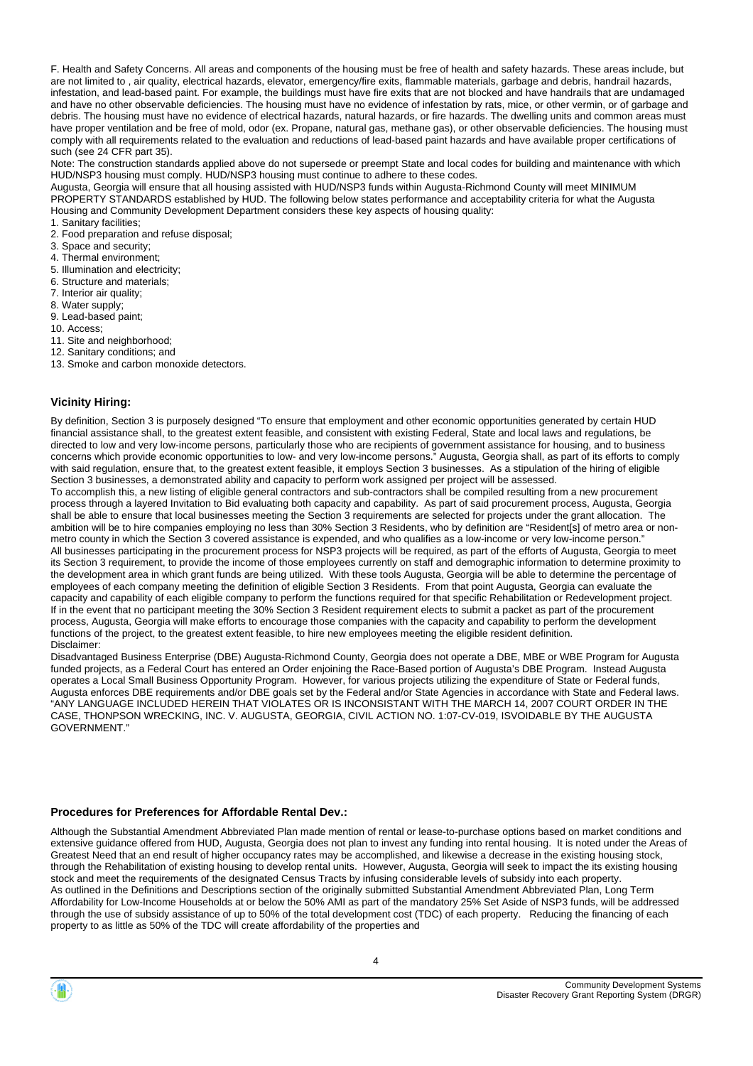F. Health and Safety Concerns. All areas and components of the housing must be free of health and safety hazards. These areas include, but are not limited to , air quality, electrical hazards, elevator, emergency/fire exits, flammable materials, garbage and debris, handrail hazards, infestation, and lead-based paint. For example, the buildings must have fire exits that are not blocked and have handrails that are undamaged and have no other observable deficiencies. The housing must have no evidence of infestation by rats, mice, or other vermin, or of garbage and debris. The housing must have no evidence of electrical hazards, natural hazards, or fire hazards. The dwelling units and common areas must have proper ventilation and be free of mold, odor (ex. Propane, natural gas, methane gas), or other observable deficiencies. The housing must comply with all requirements related to the evaluation and reductions of lead-based paint hazards and have available proper certifications of such (see 24 CFR part 35).

Note: The construction standards applied above do not supersede or preempt State and local codes for building and maintenance with which HUD/NSP3 housing must comply. HUD/NSP3 housing must continue to adhere to these codes.

Augusta, Georgia will ensure that all housing assisted with HUD/NSP3 funds within Augusta-Richmond County will meet MINIMUM PROPERTY STANDARDS established by HUD. The following below states performance and acceptability criteria for what the Augusta Housing and Community Development Department considers these key aspects of housing quality:

1. Sanitary facilities;
2. Food preparation and refuse disposal;
3. Space and security;
4. Thermal environment;
5. Illumination and electricity;
6. Structure and materials;
7. Interior air quality;
8. Water supply;
9. Lead-based paint;
10. Access;
11. Site and neighborhood;
12. Sanitary conditions; and
13. Smoke and carbon monoxide detectors.

### Vicinity Hiring:

By definition, Section 3 is purposely designed "To ensure that employment and other economic opportunities generated by certain HUD financial assistance shall, to the greatest extent feasible, and consistent with existing Federal, State and local laws and regulations, be directed to low and very low-income persons, particularly those who are recipients of government assistance for housing, and to business concerns which provide economic opportunities to low- and very low-income persons." Augusta, Georgia shall, as part of its efforts to comply with said regulation, ensure that, to the greatest extent feasible, it employs Section 3 businesses. As a stipulation of the hiring of eligible Section 3 businesses, a demonstrated ability and capacity to perform work assigned per project will be assessed.

To accomplish this, a new listing of eligible general contractors and sub-contractors shall be compiled resulting from a new procurement process through a layered Invitation to Bid evaluating both capacity and capability. As part of said procurement process, Augusta, Georgia shall be able to ensure that local businesses meeting the Section 3 requirements are selected for projects under the grant allocation. The ambition will be to hire companies employing no less than 30% Section 3 Residents, who by definition are "Resident[s] of metro area or non-metro county in which the Section 3 covered assistance is expended, and who qualifies as a low-income or very low-income person."

All businesses participating in the procurement process for NSP3 projects will be required, as part of the efforts of Augusta, Georgia to meet its Section 3 requirement, to provide the income of those employees currently on staff and demographic information to determine proximity to the development area in which grant funds are being utilized. With these tools Augusta, Georgia will be able to determine the percentage of employees of each company meeting the definition of eligible Section 3 Residents. From that point Augusta, Georgia can evaluate the capacity and capability of each eligible company to perform the functions required for that specific Rehabilitation or Redevelopment project. If in the event that no participant meeting the 30% Section 3 Resident requirement elects to submit a packet as part of the procurement process, Augusta, Georgia will make efforts to encourage those companies with the capacity and capability to perform the development functions of the project, to the greatest extent feasible, to hire new employees meeting the eligible resident definition.

Disclaimer:

Disadvantaged Business Enterprise (DBE) Augusta-Richmond County, Georgia does not operate a DBE, MBE or WBE Program for Augusta funded projects, as a Federal Court has entered an Order enjoining the Race-Based portion of Augusta's DBE Program. Instead Augusta operates a Local Small Business Opportunity Program. However, for various projects utilizing the expenditure of State or Federal funds, Augusta enforces DBE requirements and/or DBE goals set by the Federal and/or State Agencies in accordance with State and Federal laws. "ANY LANGUAGE INCLUDED HEREIN THAT VIOLATES OR IS INCONSISTANT WITH THE MARCH 14, 2007 COURT ORDER IN THE CASE, THONPSON WRECKING, INC. V. AUGUSTA, GEORGIA, CIVIL ACTION NO. 1:07-CV-019, ISVOIDABLE BY THE AUGUSTA GOVERNMENT."

### Procedures for Preferences for Affordable Rental Dev.:

Although the Substantial Amendment Abbreviated Plan made mention of rental or lease-to-purchase options based on market conditions and extensive guidance offered from HUD, Augusta, Georgia does not plan to invest any funding into rental housing. It is noted under the Areas of Greatest Need that an end result of higher occupancy rates may be accomplished, and likewise a decrease in the existing housing stock, through the Rehabilitation of existing housing to develop rental units. However, Augusta, Georgia will seek to impact the its existing housing stock and meet the requirements of the designated Census Tracts by infusing considerable levels of subsidy into each property.

As outlined in the Definitions and Descriptions section of the originally submitted Substantial Amendment Abbreviated Plan, Long Term Affordability for Low-Income Households at or below the 50% AMI as part of the mandatory 25% Set Aside of NSP3 funds, will be addressed through the use of subsidy assistance of up to 50% of the total development cost (TDC) of each property. Reducing the financing of each property to as little as 50% of the TDC will create affordability of the properties and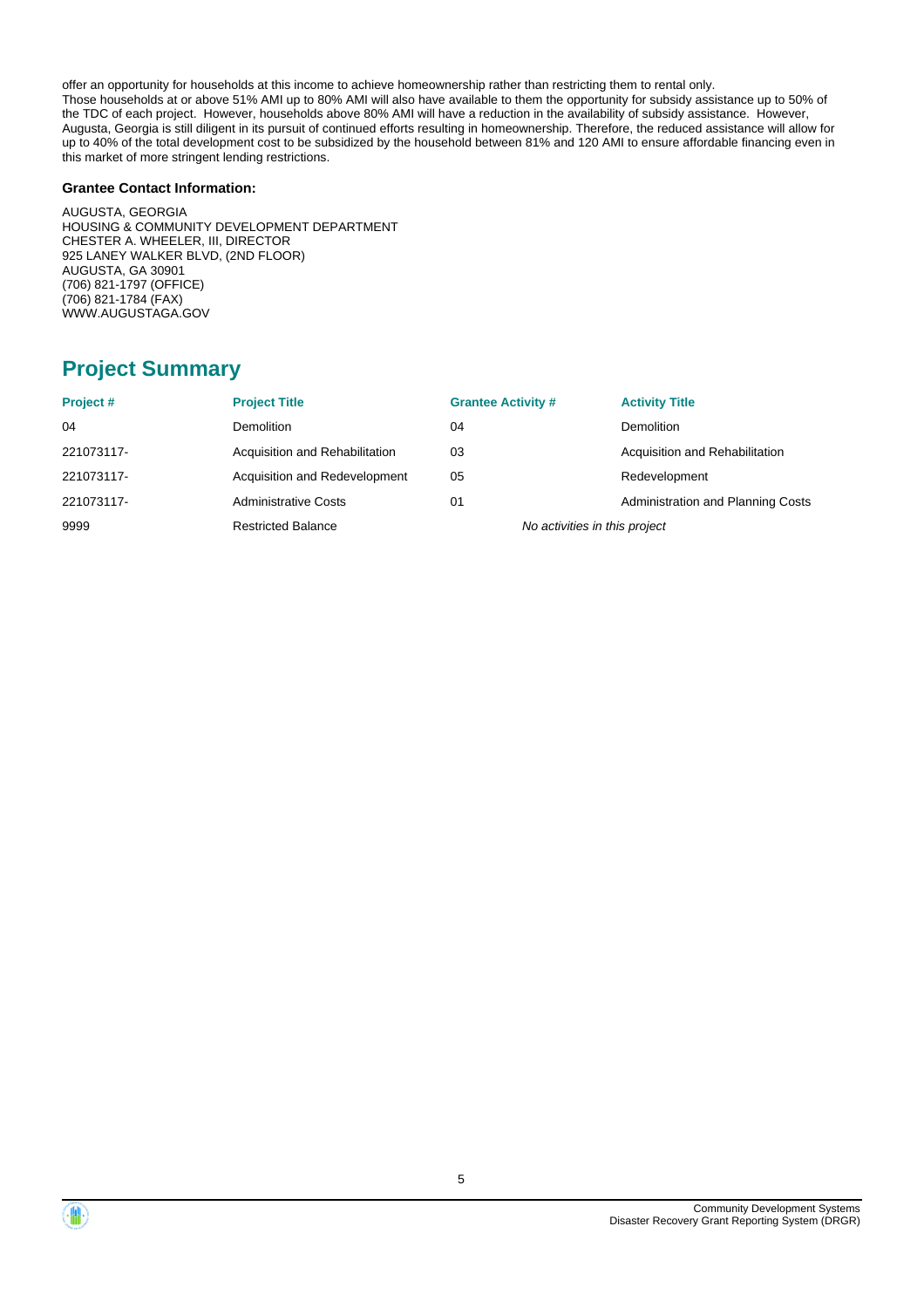offer an opportunity for households at this income to achieve homeownership rather than restricting them to rental only.
Those households at or above 51% AMI up to 80% AMI will also have available to them the opportunity for subsidy assistance up to 50% of the TDC of each project. However, households above 80% AMI will have a reduction in the availability of subsidy assistance. However, Augusta, Georgia is still diligent in its pursuit of continued efforts resulting in homeownership. Therefore, the reduced assistance will allow for up to 40% of the total development cost to be subsidized by the household between 81% and 120 AMI to ensure affordable financing even in this market of more stringent lending restrictions.

**Grantee Contact Information:**

AUGUSTA, GEORGIA
HOUSING & COMMUNITY DEVELOPMENT DEPARTMENT
CHESTER A. WHEELER, III, DIRECTOR
925 LANEY WALKER BLVD, (2ND FLOOR)
AUGUSTA, GA 30901
(706) 821-1797 (OFFICE)
(706) 821-1784 (FAX)
WWW.AUGUSTAGA.GOV

## Project Summary

| Project # | Project Title | Grantee Activity # | Activity Title |
|---|---|---|---|
| 04 | Demolition | 04 | Demolition |
| 221073117- | Acquisition and Rehabilitation | 03 | Acquisition and Rehabilitation |
| 221073117- | Acquisition and Redevelopment | 05 | Redevelopment |
| 221073117- | Administrative Costs | 01 | Administration and Planning Costs |
| 9999 | Restricted Balance | *No activities in this project* | |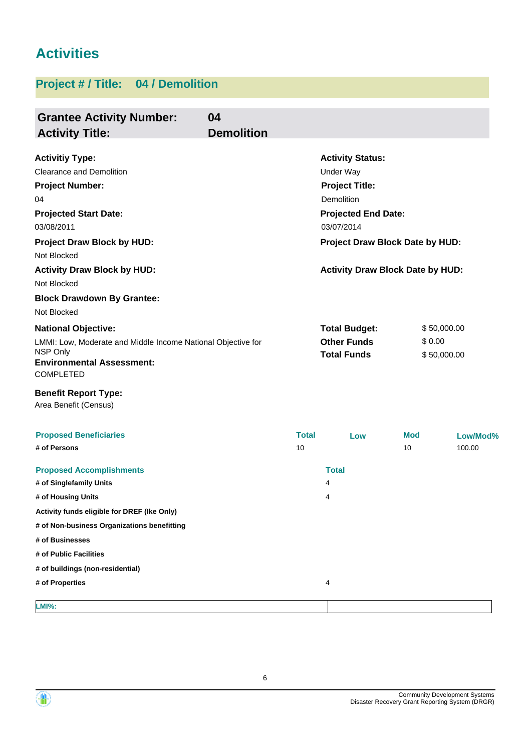# Activities

## Project # / Title: 04 / Demolition

**Grantee Activity Number:** 04
**Activity Title:** Demolition

**Activitiy Type:**
Clearance and Demolition

**Activity Status:**
Under Way

**Project Number:**
04

**Project Title:**
Demolition

**Projected Start Date:**
03/08/2011

**Projected End Date:**
03/07/2014

**Project Draw Block by HUD:**
Not Blocked

**Project Draw Block Date by HUD:**

**Activity Draw Block by HUD:**
Not Blocked

**Activity Draw Block Date by HUD:**

**Block Drawdown By Grantee:**
Not Blocked

**National Objective:**
LMMI: Low, Moderate and Middle Income National Objective for NSP Only

| | |
|---|---|
| **Total Budget:** | $ 50,000.00 |
| **Other Funds** | $ 0.00 |
| **Total Funds** | $ 50,000.00 |

**Environmental Assessment:**
COMPLETED

**Benefit Report Type:**
Area Benefit (Census)

| Proposed Beneficiaries | Total | Low | Mod | Low/Mod% |
|---|---|---|---|---|
| # of Persons | 10 | | 10 | 100.00 |

| Proposed Accomplishments | Total |
|---|---|
| # of Singlefamily Units | 4 |
| # of Housing Units | 4 |
| Activity funds eligible for DREF (Ike Only) | |
| # of Non-business Organizations benefitting | |
| # of Businesses | |
| # of Public Facilities | |
| # of buildings (non-residential) | |
| # of Properties | 4 |

| LMI%: | |
|---|---|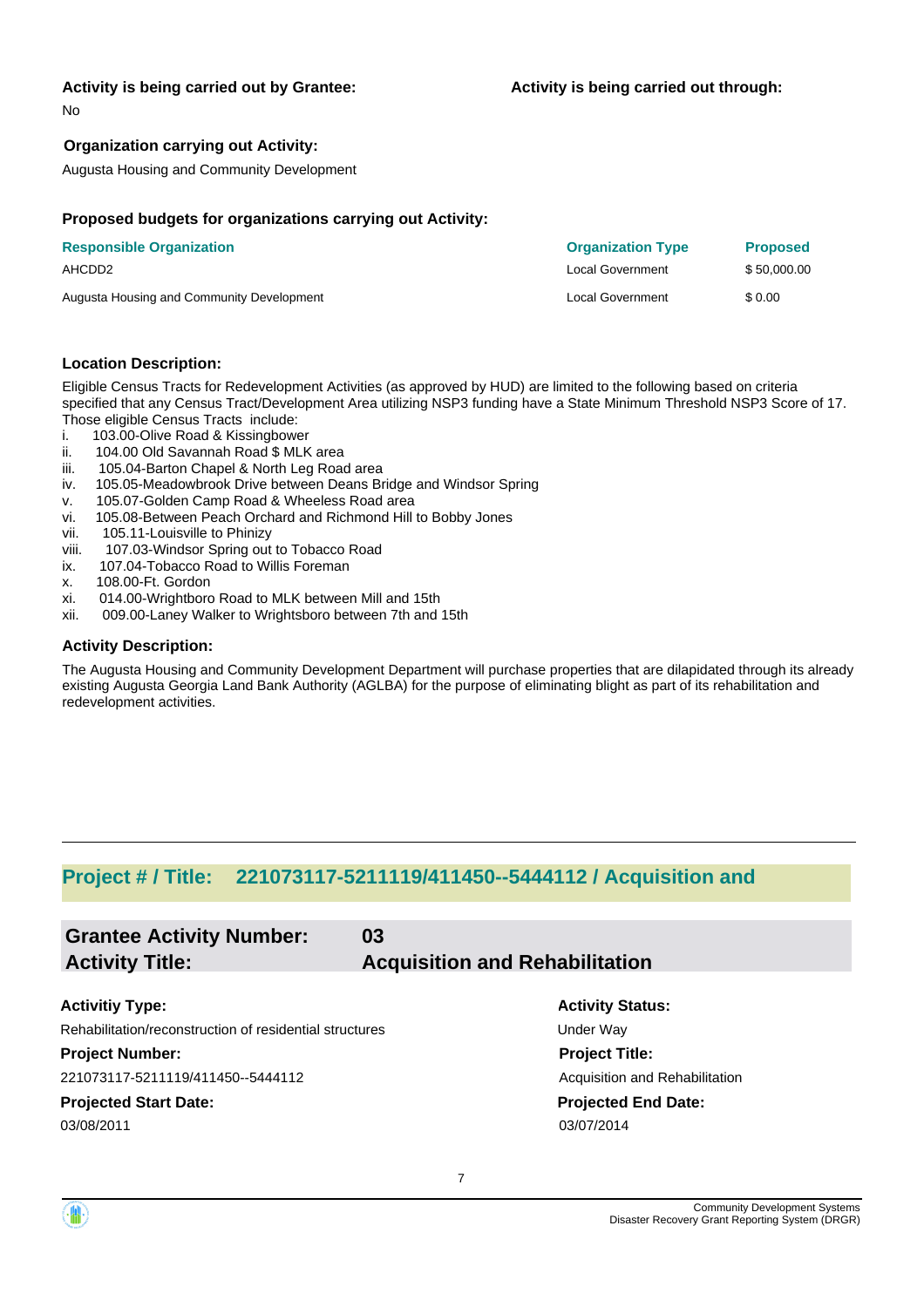**Activity is being carried out by Grantee:**

No

**Activity is being carried out through:**

**Organization carrying out Activity:**

Augusta Housing and Community Development

**Proposed budgets for organizations carrying out Activity:**

| Responsible Organization | Organization Type | Proposed |
|---|---|---|
| AHCDD2 | Local Government | $ 50,000.00 |
| Augusta Housing and Community Development | Local Government | $ 0.00 |

**Location Description:**

Eligible Census Tracts for Redevelopment Activities (as approved by HUD) are limited to the following based on criteria specified that any Census Tract/Development Area utilizing NSP3 funding have a State Minimum Threshold NSP3 Score of 17. Those eligible Census Tracts include:

i. 103.00-Olive Road & Kissingbower
ii. 104.00 Old Savannah Road $ MLK area
iii. 105.04-Barton Chapel & North Leg Road area
iv. 105.05-Meadowbrook Drive between Deans Bridge and Windsor Spring
v. 105.07-Golden Camp Road & Wheeless Road area
vi. 105.08-Between Peach Orchard and Richmond Hill to Bobby Jones
vii. 105.11-Louisville to Phinizy
viii. 107.03-Windsor Spring out to Tobacco Road
ix. 107.04-Tobacco Road to Willis Foreman
x. 108.00-Ft. Gordon
xi. 014.00-Wrightboro Road to MLK between Mill and 15th
xii. 009.00-Laney Walker to Wrightsboro between 7th and 15th

**Activity Description:**

The Augusta Housing and Community Development Department will purchase properties that are dilapidated through its already existing Augusta Georgia Land Bank Authority (AGLBA) for the purpose of eliminating blight as part of its rehabilitation and redevelopment activities.

## Project # / Title: 221073117-5211119/411450--5444112 / Acquisition and

### Grantee Activity Number: 03
### Activity Title: Acquisition and Rehabilitation

**Activitiy Type:**

Rehabilitation/reconstruction of residential structures

**Activity Status:**

Under Way

**Project Number:**

221073117-5211119/411450--5444112

**Project Title:**

Acquisition and Rehabilitation

**Projected Start Date:**

03/08/2011

**Projected End Date:**

03/07/2014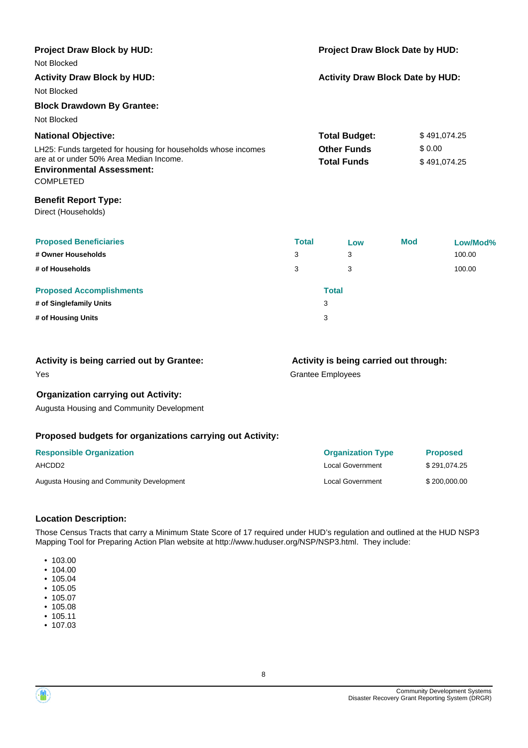**Project Draw Block by HUD:**

Not Blocked

**Project Draw Block Date by HUD:**

**Activity Draw Block by HUD:**

Not Blocked

**Activity Draw Block Date by HUD:**

**Block Drawdown By Grantee:**

Not Blocked

**National Objective:**

LH25: Funds targeted for housing for households whose incomes are at or under 50% Area Median Income.

**Total Budget:** $ 491,074.25

**Other Funds** $ 0.00

**Total Funds** $ 491,074.25

**Environmental Assessment:**

COMPLETED

**Benefit Report Type:**

Direct (Households)

| Proposed Beneficiaries | Total | Low | Mod | Low/Mod% |
|---|---|---|---|---|
| # Owner Households | 3 | 3 | | 100.00 |
| # of Households | 3 | 3 | | 100.00 |

| Proposed Accomplishments | Total |
|---|---|
| # of Singlefamily Units | 3 |
| # of Housing Units | 3 |

**Activity is being carried out by Grantee:**

Yes

**Activity is being carried out through:**

Grantee Employees

**Organization carrying out Activity:**

Augusta Housing and Community Development

**Proposed budgets for organizations carrying out Activity:**

| Responsible Organization | Organization Type | Proposed |
|---|---|---|
| AHCDD2 | Local Government | $ 291,074.25 |
| Augusta Housing and Community Development | Local Government | $ 200,000.00 |

**Location Description:**

Those Census Tracts that carry a Minimum State Score of 17 required under HUD's regulation and outlined at the HUD NSP3 Mapping Tool for Preparing Action Plan website at http://www.huduser.org/NSP/NSP3.html. They include:

- 103.00
- 104.00
- 105.04
- 105.05
- 105.07
- 105.08
- 105.11
- 107.03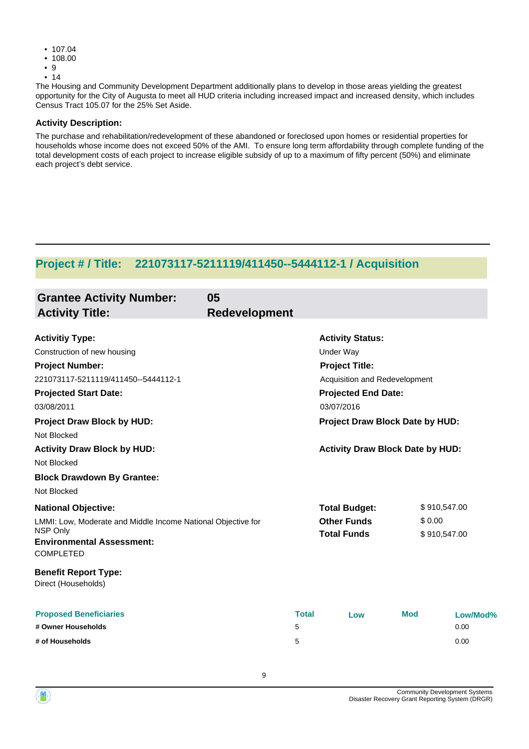- 107.04
- 108.00
- 9
- 14

The Housing and Community Development Department additionally plans to develop in those areas yielding the greatest opportunity for the City of Augusta to meet all HUD criteria including increased impact and increased density, which includes Census Tract 105.07 for the 25% Set Aside.

**Activity Description:**

The purchase and rehabilitation/redevelopment of these abandoned or foreclosed upon homes or residential properties for households whose income does not exceed 50% of the AMI. To ensure long term affordability through complete funding of the total development costs of each project to increase eligible subsidy of up to a maximum of fifty percent (50%) and eliminate each project's debt service.

---

## Project # / Title: 221073117-5211119/411450--5444112-1 / Acquisition

| | |
|---|---|
| **Grantee Activity Number:** | **05** |
| **Activity Title:** | **Redevelopment** |

**Activitiy Type:**
Construction of new housing

**Activity Status:**
Under Way

**Project Number:**
221073117-5211119/411450--5444112-1

**Project Title:**
Acquisition and Redevelopment

**Projected Start Date:**
03/08/2011

**Projected End Date:**
03/07/2016

**Project Draw Block by HUD:**
Not Blocked

**Project Draw Block Date by HUD:**

**Activity Draw Block by HUD:**
Not Blocked

**Activity Draw Block Date by HUD:**

**Block Drawdown By Grantee:**
Not Blocked

**National Objective:**
LMMI: Low, Moderate and Middle Income National Objective for NSP Only

| | |
|---|---|
| **Total Budget:** | $ 910,547.00 |
| **Other Funds** | $ 0.00 |
| **Total Funds** | $ 910,547.00 |

**Environmental Assessment:**
COMPLETED

**Benefit Report Type:**
Direct (Households)

| Proposed Beneficiaries | Total | Low | Mod | Low/Mod% |
|---|---|---|---|---|
| # Owner Households | 5 | | | 0.00 |
| # of Households | 5 | | | 0.00 |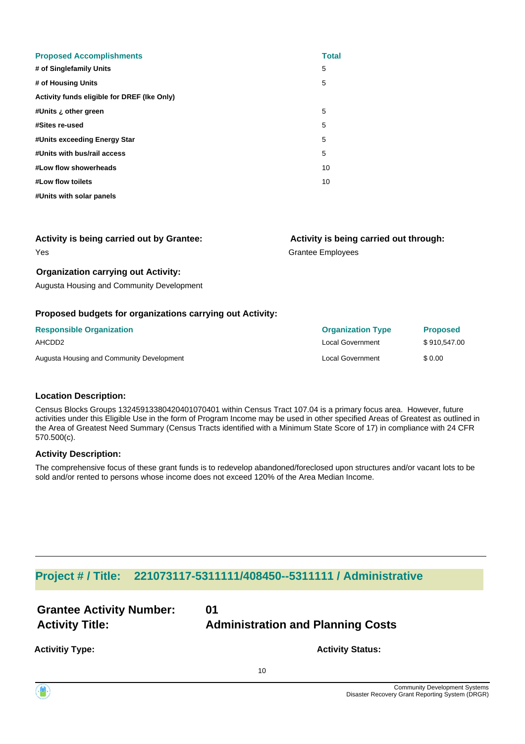| Proposed Accomplishments | Total |
|---|---|
| # of Singlefamily Units | 5 |
| # of Housing Units | 5 |
| Activity funds eligible for DREF (Ike Only) | |
| #Units ¿ other green | 5 |
| #Sites re-used | 5 |
| #Units exceeding Energy Star | 5 |
| #Units with bus/rail access | 5 |
| #Low flow showerheads | 10 |
| #Low flow toilets | 10 |
| #Units with solar panels | |

**Activity is being carried out by Grantee:**

Yes

**Activity is being carried out through:**

Grantee Employees

**Organization carrying out Activity:**

Augusta Housing and Community Development

**Proposed budgets for organizations carrying out Activity:**

| Responsible Organization | Organization Type | Proposed |
|---|---|---|
| AHCDD2 | Local Government | $ 910,547.00 |
| Augusta Housing and Community Development | Local Government | $ 0.00 |

**Location Description:**

Census Blocks Groups 1324591338042040107040​1 within Census Tract 107.04 is a primary focus area. However, future activities under this Eligible Use in the form of Program Income may be used in other specified Areas of Greatest as outlined in the Area of Greatest Need Summary (Census Tracts identified with a Minimum State Score of 17) in compliance with 24 CFR 570.500(c).

**Activity Description:**

The comprehensive focus of these grant funds is to redevelop abandoned/foreclosed upon structures and/or vacant lots to be sold and/or rented to persons whose income does not exceed 120% of the Area Median Income.

## Project # / Title: 221073117-5311111/408450--5311111 / Administrative

**Grantee Activity Number:** 01

**Activity Title:** Administration and Planning Costs

**Activitiy Type:**

**Activity Status:**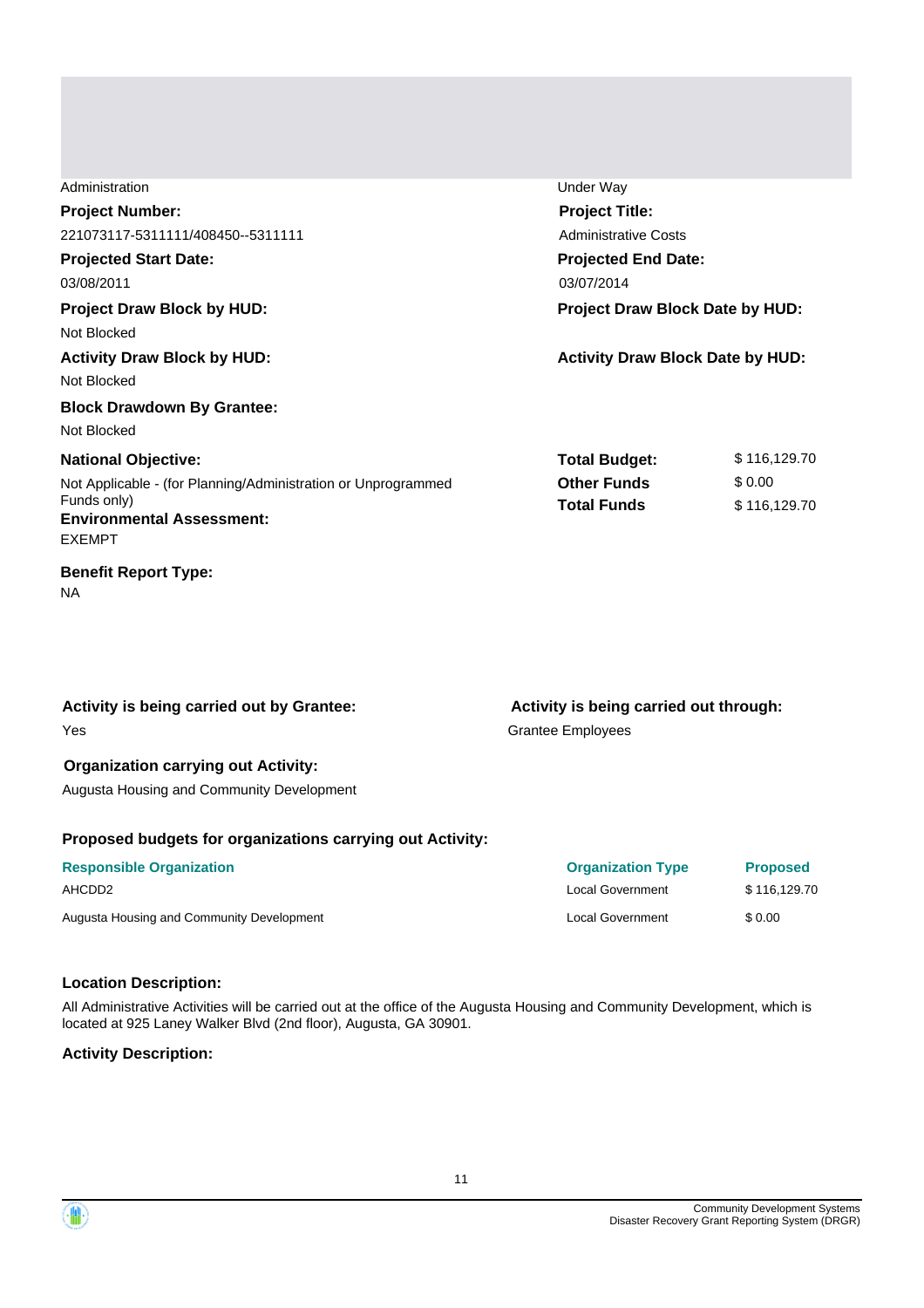Administration

Under Way

**Project Number:**

221073117-5311111/408450--5311111

**Project Title:**

Administrative Costs

**Projected Start Date:**

03/08/2011

**Projected End Date:**

03/07/2014

**Project Draw Block by HUD:**

Not Blocked

**Project Draw Block Date by HUD:**

**Activity Draw Block by HUD:**

Not Blocked

**Activity Draw Block Date by HUD:**

**Block Drawdown By Grantee:**

Not Blocked

**National Objective:**

Not Applicable - (for Planning/Administration or Unprogrammed Funds only)

| | |
|---|---|
| **Total Budget:** | $ 116,129.70 |
| **Other Funds** | $ 0.00 |
| **Total Funds** | $ 116,129.70 |

**Environmental Assessment:**

EXEMPT

**Benefit Report Type:**

NA

**Activity is being carried out by Grantee:**

Yes

**Activity is being carried out through:**

Grantee Employees

**Organization carrying out Activity:**

Augusta Housing and Community Development

**Proposed budgets for organizations carrying out Activity:**

| Responsible Organization | Organization Type | Proposed |
|---|---|---|
| AHCDD2 | Local Government | $ 116,129.70 |
| Augusta Housing and Community Development | Local Government | $ 0.00 |

**Location Description:**

All Administrative Activities will be carried out at the office of the Augusta Housing and Community Development, which is located at 925 Laney Walker Blvd (2nd floor), Augusta, GA 30901.

**Activity Description:**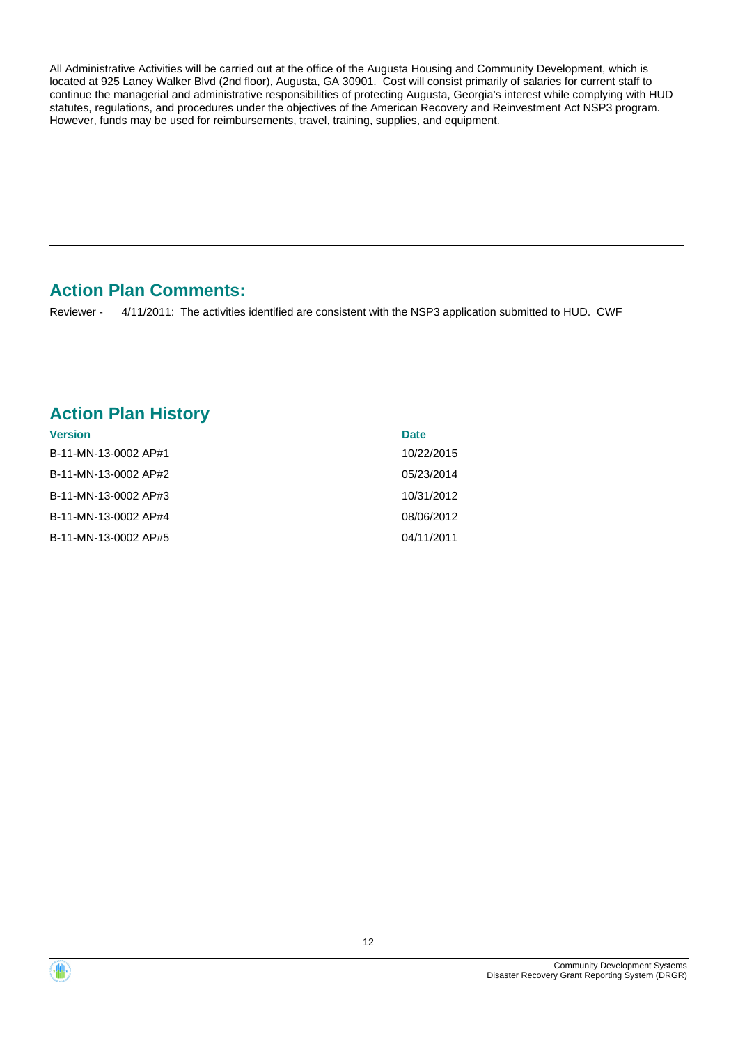All Administrative Activities will be carried out at the office of the Augusta Housing and Community Development, which is located at 925 Laney Walker Blvd (2nd floor), Augusta, GA 30901. Cost will consist primarily of salaries for current staff to continue the managerial and administrative responsibilities of protecting Augusta, Georgia's interest while complying with HUD statutes, regulations, and procedures under the objectives of the American Recovery and Reinvestment Act NSP3 program. However, funds may be used for reimbursements, travel, training, supplies, and equipment.

## Action Plan Comments:

Reviewer - 4/11/2011: The activities identified are consistent with the NSP3 application submitted to HUD. CWF

## Action Plan History

| Version | Date |
| --- | --- |
| B-11-MN-13-0002 AP#1 | 10/22/2015 |
| B-11-MN-13-0002 AP#2 | 05/23/2014 |
| B-11-MN-13-0002 AP#3 | 10/31/2012 |
| B-11-MN-13-0002 AP#4 | 08/06/2012 |
| B-11-MN-13-0002 AP#5 | 04/11/2011 |